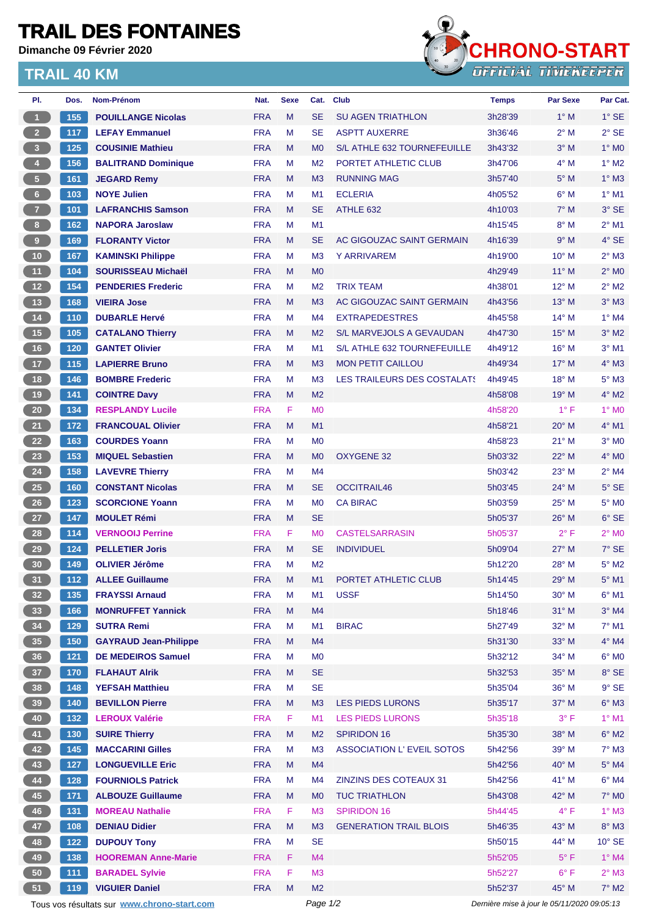# TRAIL DES FONTAINES

**Dimanche 09 Février 2020**

## TRAIL 40 KM

CHRONO-START OFFICIAL TIMEKEEPER

| Pl. | Dos. | Nom-Prénom | Nat. | Sexe | Cat. | Club | Temps | Par Sexe | Par Cat. |
|---|---|---|---|---|---|---|---|---|---|
| 1 | 155 | POUILLANGE Nicolas | FRA | M | SE | SU AGEN TRIATHLON | 3h28'39 | 1° M | 1° SE |
| 2 | 117 | LEFAY Emmanuel | FRA | M | SE | ASPTT AUXERRE | 3h36'46 | 2° M | 2° SE |
| 3 | 125 | COUSINIE Mathieu | FRA | M | M0 | S/L ATHLE 632 TOURNEFEUILLE | 3h43'32 | 3° M | 1° M0 |
| 4 | 156 | BALITRAND Dominique | FRA | M | M2 | PORTET ATHLETIC CLUB | 3h47'06 | 4° M | 1° M2 |
| 5 | 161 | JEGARD Remy | FRA | M | M3 | RUNNING MAG | 3h57'40 | 5° M | 1° M3 |
| 6 | 103 | NOYE Julien | FRA | M | M1 | ECLERIA | 4h05'52 | 6° M | 1° M1 |
| 7 | 101 | LAFRANCHIS Samson | FRA | M | SE | ATHLE 632 | 4h10'03 | 7° M | 3° SE |
| 8 | 162 | NAPORA Jaroslaw | FRA | M | M1 | | 4h15'45 | 8° M | 2° M1 |
| 9 | 169 | FLORANTY Victor | FRA | M | SE | AC GIGOUZAC SAINT GERMAIN | 4h16'39 | 9° M | 4° SE |
| 10 | 167 | KAMINSKI Philippe | FRA | M | M3 | Y ARRIVAREM | 4h19'00 | 10° M | 2° M3 |
| 11 | 104 | SOURISSEAU Michaël | FRA | M | M0 | | 4h29'49 | 11° M | 2° M0 |
| 12 | 154 | PENDERIES Frederic | FRA | M | M2 | TRIX TEAM | 4h38'01 | 12° M | 2° M2 |
| 13 | 168 | VIEIRA Jose | FRA | M | M3 | AC GIGOUZAC SAINT GERMAIN | 4h43'56 | 13° M | 3° M3 |
| 14 | 110 | DUBARLE Hervé | FRA | M | M4 | EXTRAPEDESTRES | 4h45'58 | 14° M | 1° M4 |
| 15 | 105 | CATALANO Thierry | FRA | M | M2 | S/L MARVEJOLS A GEVAUDAN | 4h47'30 | 15° M | 3° M2 |
| 16 | 120 | GANTET Olivier | FRA | M | M1 | S/L ATHLE 632 TOURNEFEUILLE | 4h49'12 | 16° M | 3° M1 |
| 17 | 115 | LAPIERRE Bruno | FRA | M | M3 | MON PETIT CAILLOU | 4h49'34 | 17° M | 4° M3 |
| 18 | 146 | BOMBRE Frederic | FRA | M | M3 | LES TRAILEURS DES COSTALATS | 4h49'45 | 18° M | 5° M3 |
| 19 | 141 | COINTRE Davy | FRA | M | M2 | | 4h58'08 | 19° M | 4° M2 |
| 20 | 134 | RESPLANDY Lucile | FRA | F | M0 | | 4h58'20 | 1° F | 1° M0 |
| 21 | 172 | FRANCOUAL Olivier | FRA | M | M1 | | 4h58'21 | 20° M | 4° M1 |
| 22 | 163 | COURDES Yoann | FRA | M | M0 | | 4h58'23 | 21° M | 3° M0 |
| 23 | 153 | MIQUEL Sebastien | FRA | M | M0 | OXYGENE 32 | 5h03'32 | 22° M | 4° M0 |
| 24 | 158 | LAVEVRE Thierry | FRA | M | M4 | | 5h03'42 | 23° M | 2° M4 |
| 25 | 160 | CONSTANT Nicolas | FRA | M | SE | OCCITRAIL46 | 5h03'45 | 24° M | 5° SE |
| 26 | 123 | SCORCIONE Yoann | FRA | M | M0 | CA BIRAC | 5h03'59 | 25° M | 5° M0 |
| 27 | 147 | MOULET Rémi | FRA | M | SE | | 5h05'37 | 26° M | 6° SE |
| 28 | 114 | VERNOOIJ Perrine | FRA | F | M0 | CASTELSARRASIN | 5h05'37 | 2° F | 2° M0 |
| 29 | 124 | PELLETIER Joris | FRA | M | SE | INDIVIDUEL | 5h09'04 | 27° M | 7° SE |
| 30 | 149 | OLIVIER Jérôme | FRA | M | M2 | | 5h12'20 | 28° M | 5° M2 |
| 31 | 112 | ALLEE Guillaume | FRA | M | M1 | PORTET ATHLETIC CLUB | 5h14'45 | 29° M | 5° M1 |
| 32 | 135 | FRAYSSI Arnaud | FRA | M | M1 | USSF | 5h14'50 | 30° M | 6° M1 |
| 33 | 166 | MONRUFFET Yannick | FRA | M | M4 | | 5h18'46 | 31° M | 3° M4 |
| 34 | 129 | SUTRA Remi | FRA | M | M1 | BIRAC | 5h27'49 | 32° M | 7° M1 |
| 35 | 150 | GAYRAUD Jean-Philippe | FRA | M | M4 | | 5h31'30 | 33° M | 4° M4 |
| 36 | 121 | DE MEDEIROS Samuel | FRA | M | M0 | | 5h32'12 | 34° M | 6° M0 |
| 37 | 170 | FLAHAUT Alrik | FRA | M | SE | | 5h32'53 | 35° M | 8° SE |
| 38 | 148 | YEFSAH Matthieu | FRA | M | SE | | 5h35'04 | 36° M | 9° SE |
| 39 | 140 | BEVILLON Pierre | FRA | M | M3 | LES PIEDS LURONS | 5h35'17 | 37° M | 6° M3 |
| 40 | 132 | LEROUX Valérie | FRA | F | M1 | LES PIEDS LURONS | 5h35'18 | 3° F | 1° M1 |
| 41 | 130 | SUIRE Thierry | FRA | M | M2 | SPIRIDON 16 | 5h35'30 | 38° M | 6° M2 |
| 42 | 145 | MACCARINI Gilles | FRA | M | M3 | ASSOCIATION L' EVEIL SOTOS | 5h42'56 | 39° M | 7° M3 |
| 43 | 127 | LONGUEVILLE Eric | FRA | M | M4 | | 5h42'56 | 40° M | 5° M4 |
| 44 | 128 | FOURNIOLS Patrick | FRA | M | M4 | ZINZINS DES COTEAUX 31 | 5h42'56 | 41° M | 6° M4 |
| 45 | 171 | ALBOUZE Guillaume | FRA | M | M0 | TUC TRIATHLON | 5h43'08 | 42° M | 7° M0 |
| 46 | 131 | MOREAU Nathalie | FRA | F | M3 | SPIRIDON 16 | 5h44'45 | 4° F | 1° M3 |
| 47 | 108 | DENIAU Didier | FRA | M | M3 | GENERATION TRAIL BLOIS | 5h46'35 | 43° M | 8° M3 |
| 48 | 122 | DUPOUY Tony | FRA | M | SE | | 5h50'15 | 44° M | 10° SE |
| 49 | 138 | HOOREMAN Anne-Marie | FRA | F | M4 | | 5h52'05 | 5° F | 1° M4 |
| 50 | 111 | BARADEL Sylvie | FRA | F | M3 | | 5h52'27 | 6° F | 2° M3 |
| 51 | 119 | VIGUIER Daniel | FRA | M | M2 | | 5h52'37 | 45° M | 7° M2 |

Tous vos résultats sur www.chrono-start.com

*Dernière mise à jour le 05/11/2020 09:05:13*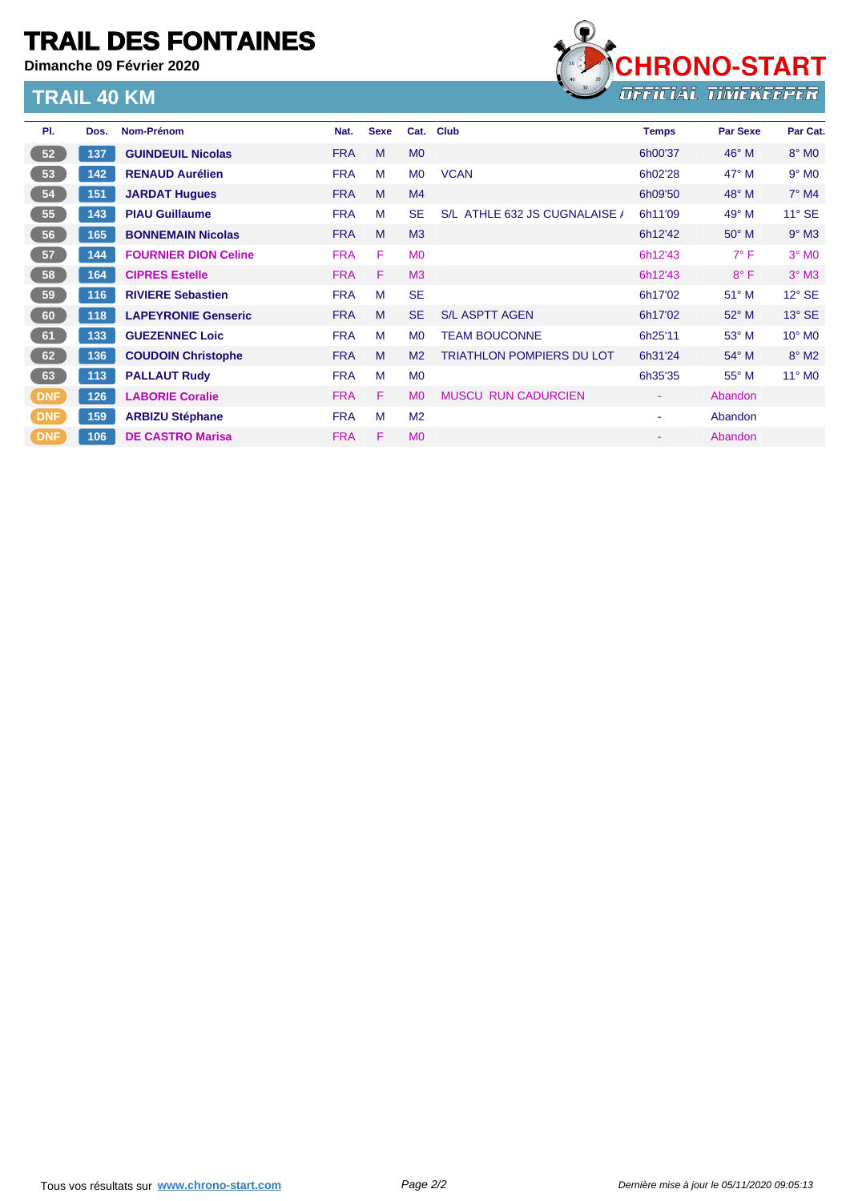# TRAIL DES FONTAINES

**Dimanche 09 Février 2020**

## TRAIL 40 KM

| Pl. | Dos. | Nom-Prénom | Nat. | Sexe | Cat. | Club | Temps | Par Sexe | Par Cat. |
|---|---|---|---|---|---|---|---|---|---|
| 52 | 137 | **GUINDEUIL Nicolas** | FRA | M | M0 | | 6h00'37 | 46° M | 8° M0 |
| 53 | 142 | **RENAUD Aurélien** | FRA | M | M0 | VCAN | 6h02'28 | 47° M | 9° M0 |
| 54 | 151 | **JARDAT Hugues** | FRA | M | M4 | | 6h09'50 | 48° M | 7° M4 |
| 55 | 143 | **PIAU Guillaume** | FRA | M | SE | S/L ATHLE 632 JS CUGNALAISE / | 6h11'09 | 49° M | 11° SE |
| 56 | 165 | **BONNEMAIN Nicolas** | FRA | M | M3 | | 6h12'42 | 50° M | 9° M3 |
| 57 | 144 | **FOURNIER DION Celine** | FRA | F | M0 | | 6h12'43 | 7° F | 3° M0 |
| 58 | 164 | **CIPRES Estelle** | FRA | F | M3 | | 6h12'43 | 8° F | 3° M3 |
| 59 | 116 | **RIVIERE Sebastien** | FRA | M | SE | | 6h17'02 | 51° M | 12° SE |
| 60 | 118 | **LAPEYRONIE Genseric** | FRA | M | SE | S/L ASPTT AGEN | 6h17'02 | 52° M | 13° SE |
| 61 | 133 | **GUEZENNEC Loic** | FRA | M | M0 | TEAM BOUCONNE | 6h25'11 | 53° M | 10° M0 |
| 62 | 136 | **COUDOIN Christophe** | FRA | M | M2 | TRIATHLON POMPIERS DU LOT | 6h31'24 | 54° M | 8° M2 |
| 63 | 113 | **PALLAUT Rudy** | FRA | M | M0 | | 6h35'35 | 55° M | 11° M0 |
| DNF | 126 | **LABORIE Coralie** | FRA | F | M0 | MUSCU RUN CADURCIEN | - | Abandon | |
| DNF | 159 | **ARBIZU Stéphane** | FRA | M | M2 | | - | Abandon | |
| DNF | 106 | **DE CASTRO Marisa** | FRA | F | M0 | | - | Abandon | |

Tous vos résultats sur [www.chrono-start.com](http://www.chrono-start.com)

*Dernière mise à jour le 05/11/2020 09:05:13*